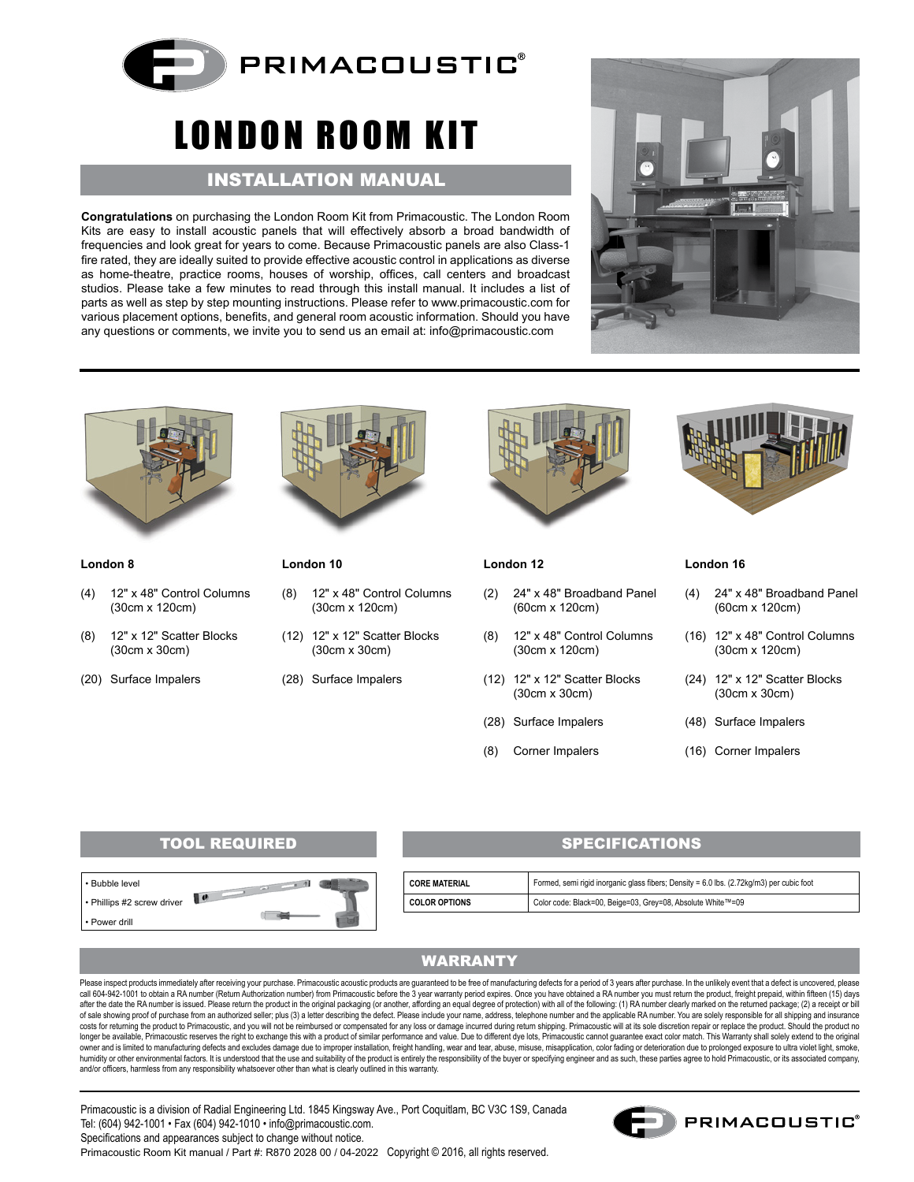# LONDON ROOM KIT

## INSTALLATION MANUAL

**Congratulations** on purchasing the London Room Kit from Primacoustic. The London Room Kits are easy to install acoustic panels that will effectively absorb a broad bandwidth of frequencies and look great for years to come. Because Primacoustic panels are also Class-1 fire rated, they are ideally suited to provide effective acoustic control in applications as diverse as home-theatre, practice rooms, houses of worship, offices, call centers and broadcast studios. Please take a few minutes to read through this install manual. It includes a list of parts as well as step by step mounting instructions. Please refer to www.primacoustic.com for various placement options, benefits, and general room acoustic information. Should you have any questions or comments, we invite you to send us an email at: info@primacoustic.com

**London 8**

- (4) 12" x 48" Control Columns (30cm x 120cm)
- (8) 12" x 12" Scatter Blocks (30cm x 30cm)
- (20) Surface Impalers

**London 10**

- (8) 12" x 48" Control Columns (30cm x 120cm)
- (12) 12" x 12" Scatter Blocks (30cm x 30cm)
- (28) Surface Impalers

**London 12**

- (2) 24" x 48" Broadband Panel (60cm x 120cm)
- (8) 12" x 48" Control Columns (30cm x 120cm)
- (12) 12" x 12" Scatter Blocks (30cm x 30cm)
- (28) Surface Impalers
- (8) Corner Impalers

**London 16**

- (4) 24" x 48" Broadband Panel (60cm x 120cm)
- (16) 12" x 48" Control Columns (30cm x 120cm)
- (24) 12" x 12" Scatter Blocks (30cm x 30cm)
- (48) Surface Impalers
- (16) Corner Impalers

## TOOL REQUIRED

- Bubble level
- Phillips #2 screw driver
- Power drill

## SPECIFICATIONS

| | |
|---|---|
| CORE MATERIAL | Formed, semi rigid inorganic glass fibers; Density = 6.0 lbs. (2.72kg/m3) per cubic foot |
| COLOR OPTIONS | Color code: Black=00, Beige=03, Grey=08, Absolute White™=09 |

## WARRANTY

Please inspect products immediately after receiving your purchase. Primacoustic acoustic products are guaranteed to be free of manufacturing defects for a period of 3 years after purchase. In the unlikely event that a defect is uncovered, please call 604-942-1001 to obtain a RA number (Return Authorization number) from Primacoustic before the 3 year warranty period expires. Once you have obtained a RA number you must return the product, freight prepaid, within fifteen (15) days after the date the RA number is issued. Please return the product in the original packaging (or another, affording an equal degree of protection) with all of the following: (1) RA number clearly marked on the returned package; (2) a receipt or bill of sale showing proof of purchase from an authorized seller; plus (3) a letter describing the defect. Please include your name, address, telephone number and the applicable RA number. You are solely responsible for all shipping and insurance costs for returning the product to Primacoustic, and you will not be reimbursed or compensated for any loss or damage incurred during return shipping. Primacoustic will at its sole discretion repair or replace the product. Should the product no longer be available, Primacoustic reserves the right to exchange this with a product of similar performance and value. Due to different dye lots, Primacoustic cannot guarantee exact color match. This Warranty shall solely extend to the original owner and is limited to manufacturing defects and excludes damage due to improper installation, freight handling, wear and tear, abuse, misuse, misapplication, color fading or deterioration due to prolonged exposure to ultra violet light, smoke, humidity or other environmental factors. It is understood that the use and suitability of the product is entirely the responsibility of the buyer or specifying engineer and as such, these parties agree to hold Primacoustic, or its associated company, and/or officers, harmless from any responsibility whatsoever other than what is clearly outlined in this warranty.

Primacoustic is a division of Radial Engineering Ltd. 1845 Kingsway Ave., Port Coquitlam, BC V3C 1S9, Canada
Tel: (604) 942-1001 • Fax (604) 942-1010 • info@primacoustic.com.
Specifications and appearances subject to change without notice.
Primacoustic Room Kit manual / Part #: R870 2028 00 / 04-2022 Copyright © 2016, all rights reserved.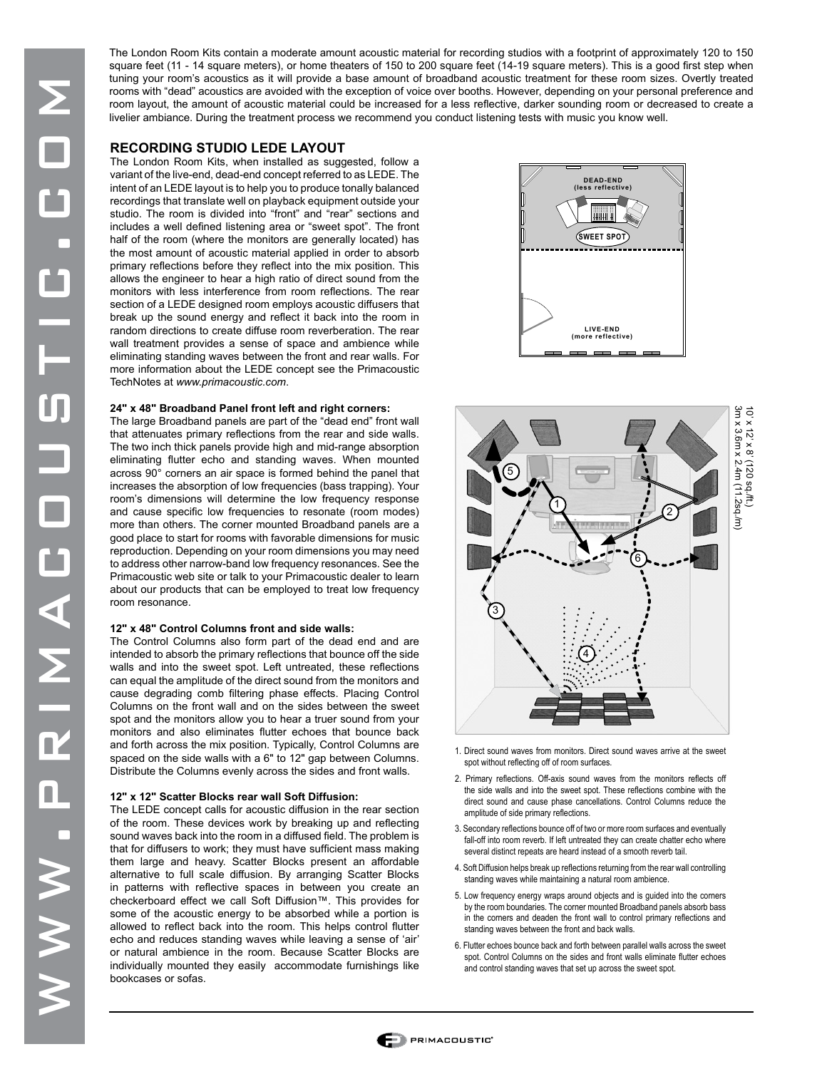The London Room Kits contain a moderate amount acoustic material for recording studios with a footprint of approximately 120 to 150 square feet (11 - 14 square meters), or home theaters of 150 to 200 square feet (14-19 square meters). This is a good first step when tuning your room's acoustics as it will provide a base amount of broadband acoustic treatment for these room sizes. Overtly treated rooms with "dead" acoustics are avoided with the exception of voice over booths. However, depending on your personal preference and room layout, the amount of acoustic material could be increased for a less reflective, darker sounding room or decreased to create a livelier ambiance. During the treatment process we recommend you conduct listening tests with music you know well.

## RECORDING STUDIO LEDE LAYOUT

The London Room Kits, when installed as suggested, follow a variant of the live-end, dead-end concept referred to as LEDE. The intent of an LEDE layout is to help you to produce tonally balanced recordings that translate well on playback equipment outside your studio. The room is divided into "front" and "rear" sections and includes a well defined listening area or "sweet spot". The front half of the room (where the monitors are generally located) has the most amount of acoustic material applied in order to absorb primary reflections before they reflect into the mix position. This allows the engineer to hear a high ratio of direct sound from the monitors with less interference from room reflections. The rear section of a LEDE designed room employs acoustic diffusers that break up the sound energy and reflect it back into the room in random directions to create diffuse room reverberation. The rear wall treatment provides a sense of space and ambience while eliminating standing waves between the front and rear walls. For more information about the LEDE concept see the Primacoustic TechNotes at *www.primacoustic.com*.

DEAD-END (less reflective)

SWEET SPOT

LIVE-END (more reflective)

**24" x 48" Broadband Panel front left and right corners:**

The large Broadband panels are part of the "dead end" front wall that attenuates primary reflections from the rear and side walls. The two inch thick panels provide high and mid-range absorption eliminating flutter echo and standing waves. When mounted across 90° corners an air space is formed behind the panel that increases the absorption of low frequencies (bass trapping). Your room's dimensions will determine the low frequency response and cause specific low frequencies to resonate (room modes) more than others. The corner mounted Broadband panels are a good place to start for rooms with favorable dimensions for music reproduction. Depending on your room dimensions you may need to address other narrow-band low frequency resonances. See the Primacoustic web site or talk to your Primacoustic dealer to learn about our products that can be employed to treat low frequency room resonance.

**12" x 48" Control Columns front and side walls:**

The Control Columns also form part of the dead end and are intended to absorb the primary reflections that bounce off the side walls and into the sweet spot. Left untreated, these reflections can equal the amplitude of the direct sound from the monitors and cause degrading comb filtering phase effects. Placing Control Columns on the front wall and on the sides between the sweet spot and the monitors allow you to hear a truer sound from your monitors and also eliminates flutter echoes that bounce back and forth across the mix position. Typically, Control Columns are spaced on the side walls with a 6" to 12" gap between Columns. Distribute the Columns evenly across the sides and front walls.

**12" x 12" Scatter Blocks rear wall Soft Diffusion:**

The LEDE concept calls for acoustic diffusion in the rear section of the room. These devices work by breaking up and reflecting sound waves back into the room in a diffused field. The problem is that for diffusers to work; they must have sufficient mass making them large and heavy. Scatter Blocks present an affordable alternative to full scale diffusion. By arranging Scatter Blocks in patterns with reflective spaces in between you create an checkerboard effect we call Soft Diffusion™. This provides for some of the acoustic energy to be absorbed while a portion is allowed to reflect back into the room. This helps control flutter echo and reduces standing waves while leaving a sense of 'air' or natural ambience in the room. Because Scatter Blocks are individually mounted they easily accommodate furnishings like bookcases or sofas.

10' x 12' x 8' (120 sq.ft.)
3m x 3.6m x 2.4m (11.2sq./m)

1. Direct sound waves from monitors. Direct sound waves arrive at the sweet spot without reflecting off of room surfaces.
2. Primary reflections. Off-axis sound waves from the monitors reflects off the side walls and into the sweet spot. These reflections combine with the direct sound and cause phase cancellations. Control Columns reduce the amplitude of side primary reflections.
3. Secondary reflections bounce off of two or more room surfaces and eventually fall-off into room reverb. If left untreated they can create chatter echo where several distinct repeats are heard instead of a smooth reverb tail.
4. Soft Diffusion helps break up reflections returning from the rear wall controlling standing waves while maintaining a natural room ambience.
5. Low frequency energy wraps around objects and is guided into the corners by the room boundaries. The corner mounted Broadband panels absorb bass in the corners and deaden the front wall to control primary reflections and standing waves between the front and back walls.
6. Flutter echoes bounce back and forth between parallel walls across the sweet spot. Control Columns on the sides and front walls eliminate flutter echoes and control standing waves that set up across the sweet spot.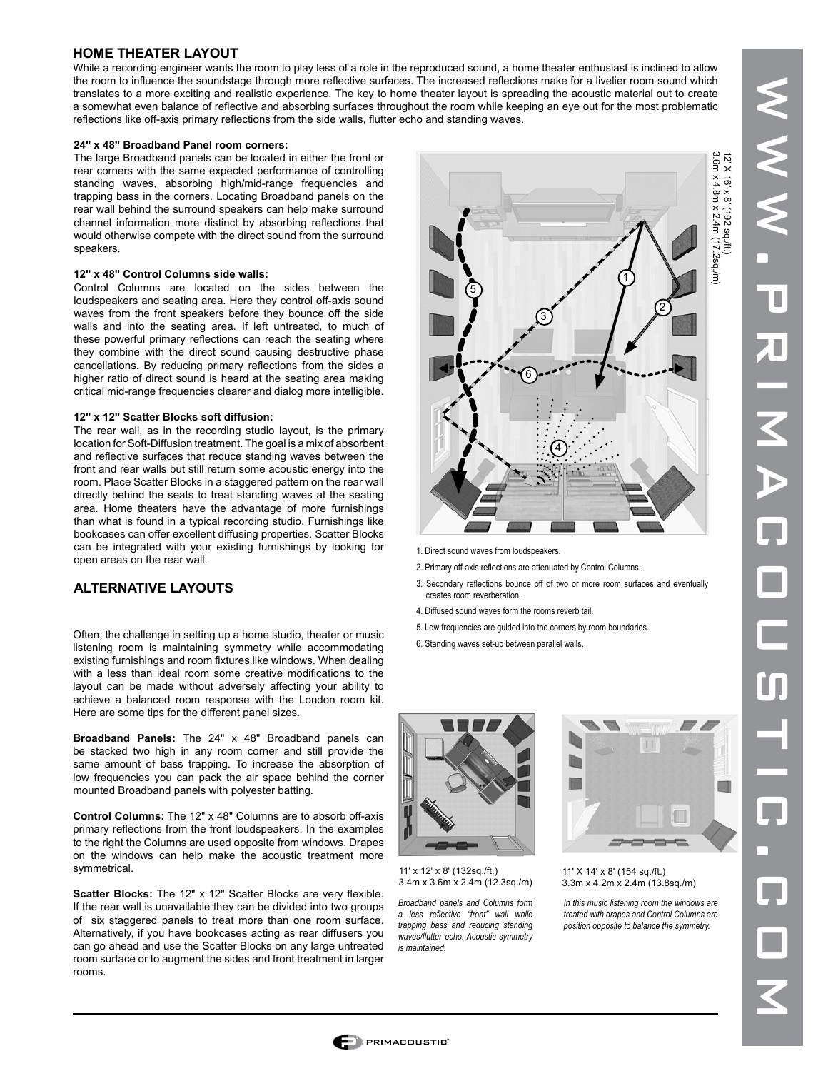## HOME THEATER LAYOUT

While a recording engineer wants the room to play less of a role in the reproduced sound, a home theater enthusiast is inclined to allow the room to influence the soundstage through more reflective surfaces. The increased reflections make for a livelier room sound which translates to a more exciting and realistic experience. The key to home theater layout is spreading the acoustic material out to create a somewhat even balance of reflective and absorbing surfaces throughout the room while keeping an eye out for the most problematic reflections like off-axis primary reflections from the side walls, flutter echo and standing waves.

**24" x 48" Broadband Panel room corners:**
The large Broadband panels can be located in either the front or rear corners with the same expected performance of controlling standing waves, absorbing high/mid-range frequencies and trapping bass in the corners. Locating Broadband panels on the rear wall behind the surround speakers can help make surround channel information more distinct by absorbing reflections that would otherwise compete with the direct sound from the surround speakers.

**12" x 48" Control Columns side walls:**
Control Columns are located on the sides between the loudspeakers and seating area. Here they control off-axis sound waves from the front speakers before they bounce off the side walls and into the seating area. If left untreated, to much of these powerful primary reflections can reach the seating where they combine with the direct sound causing destructive phase cancellations. By reducing primary reflections from the sides a higher ratio of direct sound is heard at the seating area making critical mid-range frequencies clearer and dialog more intelligible.

**12" x 12" Scatter Blocks soft diffusion:**
The rear wall, as in the recording studio layout, is the primary location for Soft-Diffusion treatment. The goal is a mix of absorbent and reflective surfaces that reduce standing waves between the front and rear walls but still return some acoustic energy into the room. Place Scatter Blocks in a staggered pattern on the rear wall directly behind the seats to treat standing waves at the seating area. Home theaters have the advantage of more furnishings than what is found in a typical recording studio. Furnishings like bookcases can offer excellent diffusing properties. Scatter Blocks can be integrated with your existing furnishings by looking for open areas on the rear wall.

12' X 16' x 8' (192 sq./ft.)
3.6m x 4.8m x 2.4m (17.2sq./m)

1. Direct sound waves from loudspeakers.
2. Primary off-axis reflections are attenuated by Control Columns.
3. Secondary reflections bounce off of two or more room surfaces and eventually creates room reverberation.
4. Diffused sound waves form the rooms reverb tail.
5. Low frequencies are guided into the corners by room boundaries.
6. Standing waves set-up between parallel walls.

## ALTERNATIVE LAYOUTS

Often, the challenge in setting up a home studio, theater or music listening room is maintaining symmetry while accommodating existing furnishings and room fixtures like windows. When dealing with a less than ideal room some creative modifications to the layout can be made without adversely affecting your ability to achieve a balanced room response with the London room kit. Here are some tips for the different panel sizes.

**Broadband Panels:** The 24" x 48" Broadband panels can be stacked two high in any room corner and still provide the same amount of bass trapping. To increase the absorption of low frequencies you can pack the air space behind the corner mounted Broadband panels with polyester batting.

**Control Columns:** The 12" x 48" Columns are to absorb off-axis primary reflections from the front loudspeakers. In the examples to the right the Columns are used opposite from windows. Drapes on the windows can help make the acoustic treatment more symmetrical.

**Scatter Blocks:** The 12" x 12" Scatter Blocks are very flexible. If the rear wall is unavailable they can be divided into two groups of six staggered panels to treat more than one room surface. Alternatively, if you have bookcases acting as rear diffusers you can go ahead and use the Scatter Blocks on any large untreated room surface or to augment the sides and front treatment in larger rooms.

11' x 12' x 8' (132sq./ft.)
3.4m x 3.6m x 2.4m (12.3sq./m)

*Broadband panels and Columns form a less reflective "front" wall while trapping bass and reducing standing waves/flutter echo. Acoustic symmetry is maintained.*

11' X 14' x 8' (154 sq./ft.)
3.3m x 4.2m x 2.4m (13.8sq./m)

*In this music listening room the windows are treated with drapes and Control Columns are position opposite to balance the symmetry.*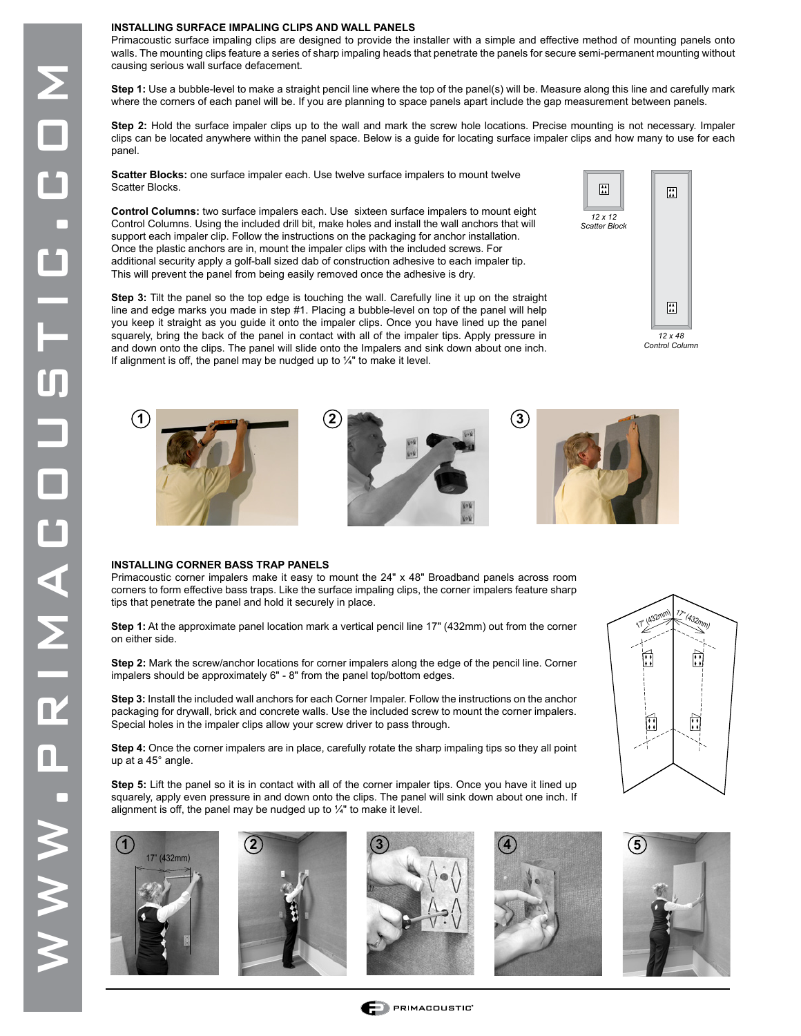## INSTALLING SURFACE IMPALING CLIPS AND WALL PANELS

Primacoustic surface impaling clips are designed to provide the installer with a simple and effective method of mounting panels onto walls. The mounting clips feature a series of sharp impaling heads that penetrate the panels for secure semi-permanent mounting without causing serious wall surface defacement.

**Step 1:** Use a bubble-level to make a straight pencil line where the top of the panel(s) will be. Measure along this line and carefully mark where the corners of each panel will be. If you are planning to space panels apart include the gap measurement between panels.

**Step 2:** Hold the surface impaler clips up to the wall and mark the screw hole locations. Precise mounting is not necessary. Impaler clips can be located anywhere within the panel space. Below is a guide for locating surface impaler clips and how many to use for each panel.

**Scatter Blocks:** one surface impaler each. Use twelve surface impalers to mount twelve Scatter Blocks.

**Control Columns:** two surface impalers each. Use sixteen surface impalers to mount eight Control Columns. Using the included drill bit, make holes and install the wall anchors that will support each impaler clip. Follow the instructions on the packaging for anchor installation. Once the plastic anchors are in, mount the impaler clips with the included screws. For additional security apply a golf-ball sized dab of construction adhesive to each impaler tip. This will prevent the panel from being easily removed once the adhesive is dry.

*12 x 12 Scatter Block*

*12 x 48 Control Column*

**Step 3:** Tilt the panel so the top edge is touching the wall. Carefully line it up on the straight line and edge marks you made in step #1. Placing a bubble-level on top of the panel will help you keep it straight as you guide it onto the impaler clips. Once you have lined up the panel squarely, bring the back of the panel in contact with all of the impaler tips. Apply pressure in and down onto the clips. The panel will slide onto the Impalers and sink down about one inch. If alignment is off, the panel may be nudged up to ¼" to make it level.

1

2

3

## INSTALLING CORNER BASS TRAP PANELS

Primacoustic corner impalers make it easy to mount the 24" x 48" Broadband panels across room corners to form effective bass traps. Like the surface impaling clips, the corner impalers feature sharp tips that penetrate the panel and hold it securely in place.

**Step 1:** At the approximate panel location mark a vertical pencil line 17" (432mm) out from the corner on either side.

**Step 2:** Mark the screw/anchor locations for corner impalers along the edge of the pencil line. Corner impalers should be approximately 6" - 8" from the panel top/bottom edges.

**Step 3:** Install the included wall anchors for each Corner Impaler. Follow the instructions on the anchor packaging for drywall, brick and concrete walls. Use the included screw to mount the corner impalers. Special holes in the impaler clips allow your screw driver to pass through.

**Step 4:** Once the corner impalers are in place, carefully rotate the sharp impaling tips so they all point up at a 45° angle.

**Step 5:** Lift the panel so it is in contact with all of the corner impaler tips. Once you have it lined up squarely, apply even pressure in and down onto the clips. The panel will sink down about one inch. If alignment is off, the panel may be nudged up to ¼" to make it level.

17" (432mm)

17" (432mm)

1 — 17" (432mm)

2

3

4

5